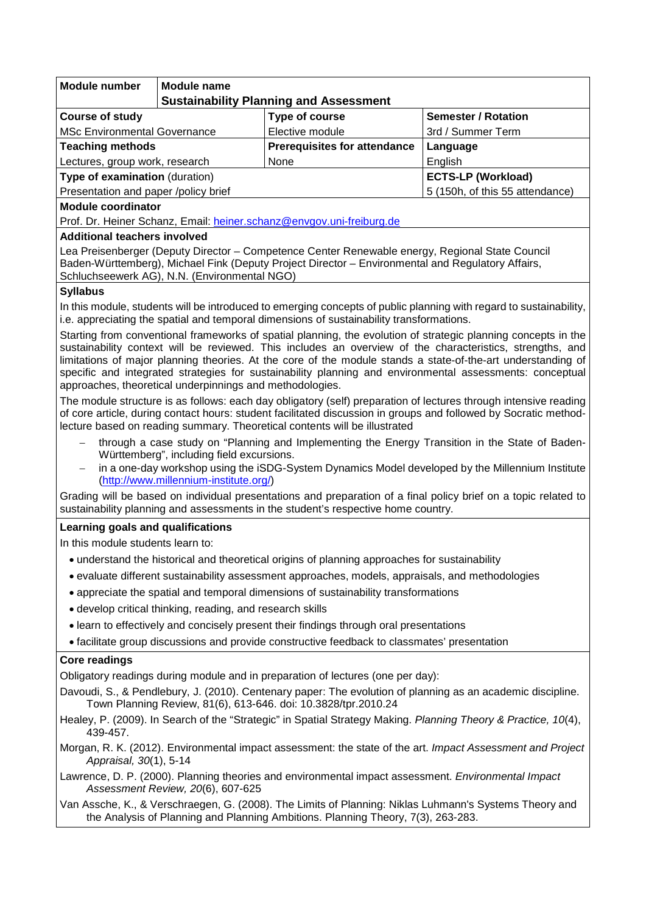| Module number | Module name | | |
| --- | --- | --- | --- |
| | **Sustainability Planning and Assessment** | | |
| **Course of study** | | **Type of course** | **Semester / Rotation** |
| MSc Environmental Governance | | Elective module | 3rd / Summer Term |
| **Teaching methods** | | **Prerequisites for attendance** | **Language** |
| Lectures, group work, research | | None | English |
| **Type of examination** (duration) | | | **ECTS-LP (Workload)** |
| Presentation and paper /policy brief | | | 5 (150h, of this 55 attendance) |

**Module coordinator**

Prof. Dr. Heiner Schanz, Email: heiner.schanz@envgov.uni-freiburg.de

**Additional teachers involved**

Lea Preisenberger (Deputy Director – Competence Center Renewable energy, Regional State Council Baden-Württemberg), Michael Fink (Deputy Project Director – Environmental and Regulatory Affairs, Schluchseewerk AG), N.N. (Environmental NGO)

**Syllabus**

In this module, students will be introduced to emerging concepts of public planning with regard to sustainability, i.e. appreciating the spatial and temporal dimensions of sustainability transformations.

Starting from conventional frameworks of spatial planning, the evolution of strategic planning concepts in the sustainability context will be reviewed. This includes an overview of the characteristics, strengths, and limitations of major planning theories. At the core of the module stands a state-of-the-art understanding of specific and integrated strategies for sustainability planning and environmental assessments: conceptual approaches, theoretical underpinnings and methodologies.

The module structure is as follows: each day obligatory (self) preparation of lectures through intensive reading of core article, during contact hours: student facilitated discussion in groups and followed by Socratic method-lecture based on reading summary. Theoretical contents will be illustrated

- through a case study on "Planning and Implementing the Energy Transition in the State of Baden-Württemberg", including field excursions.
- in a one-day workshop using the iSDG-System Dynamics Model developed by the Millennium Institute (http://www.millennium-institute.org/)

Grading will be based on individual presentations and preparation of a final policy brief on a topic related to sustainability planning and assessments in the student's respective home country.

**Learning goals and qualifications**

In this module students learn to:

- understand the historical and theoretical origins of planning approaches for sustainability
- evaluate different sustainability assessment approaches, models, appraisals, and methodologies
- appreciate the spatial and temporal dimensions of sustainability transformations
- develop critical thinking, reading, and research skills
- learn to effectively and concisely present their findings through oral presentations
- facilitate group discussions and provide constructive feedback to classmates' presentation

**Core readings**

Obligatory readings during module and in preparation of lectures (one per day):

Davoudi, S., & Pendlebury, J. (2010). Centenary paper: The evolution of planning as an academic discipline. Town Planning Review, 81(6), 613-646. doi: 10.3828/tpr.2010.24

Healey, P. (2009). In Search of the "Strategic" in Spatial Strategy Making. *Planning Theory & Practice, 10*(4), 439-457.

Morgan, R. K. (2012). Environmental impact assessment: the state of the art. *Impact Assessment and Project Appraisal, 30*(1), 5-14

Lawrence, D. P. (2000). Planning theories and environmental impact assessment. *Environmental Impact Assessment Review, 20*(6), 607-625

Van Assche, K., & Verschraegen, G. (2008). The Limits of Planning: Niklas Luhmann's Systems Theory and the Analysis of Planning and Planning Ambitions. Planning Theory, 7(3), 263-283.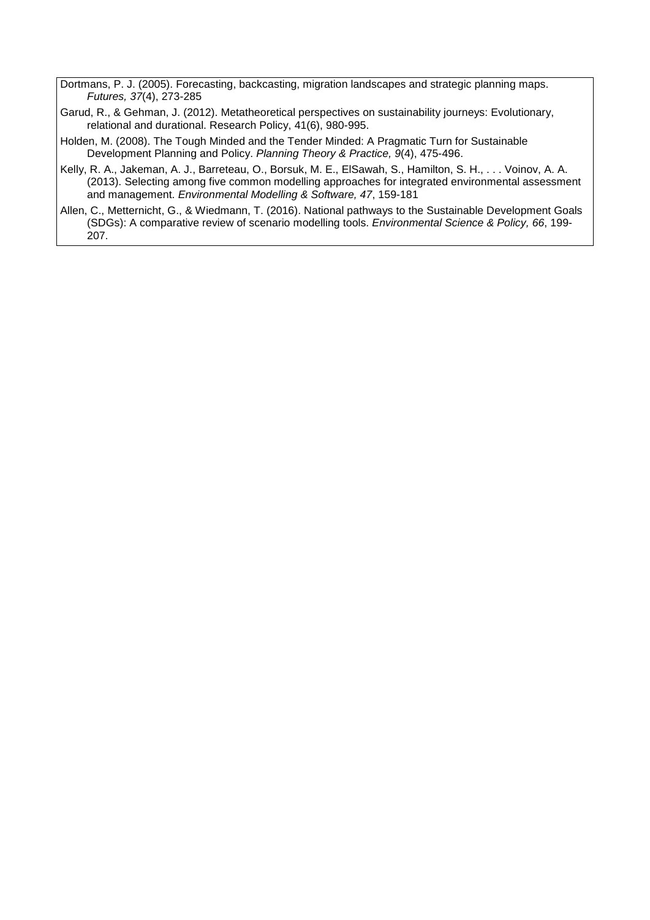Dortmans, P. J. (2005). Forecasting, backcasting, migration landscapes and strategic planning maps. *Futures, 37*(4), 273-285

Garud, R., & Gehman, J. (2012). Metatheoretical perspectives on sustainability journeys: Evolutionary, relational and durational. Research Policy, 41(6), 980-995.

Holden, M. (2008). The Tough Minded and the Tender Minded: A Pragmatic Turn for Sustainable Development Planning and Policy. *Planning Theory & Practice, 9*(4), 475-496.

Kelly, R. A., Jakeman, A. J., Barreteau, O., Borsuk, M. E., ElSawah, S., Hamilton, S. H., . . . Voinov, A. A. (2013). Selecting among five common modelling approaches for integrated environmental assessment and management. *Environmental Modelling & Software, 47*, 159-181

Allen, C., Metternicht, G., & Wiedmann, T. (2016). National pathways to the Sustainable Development Goals (SDGs): A comparative review of scenario modelling tools. *Environmental Science & Policy, 66*, 199-207.